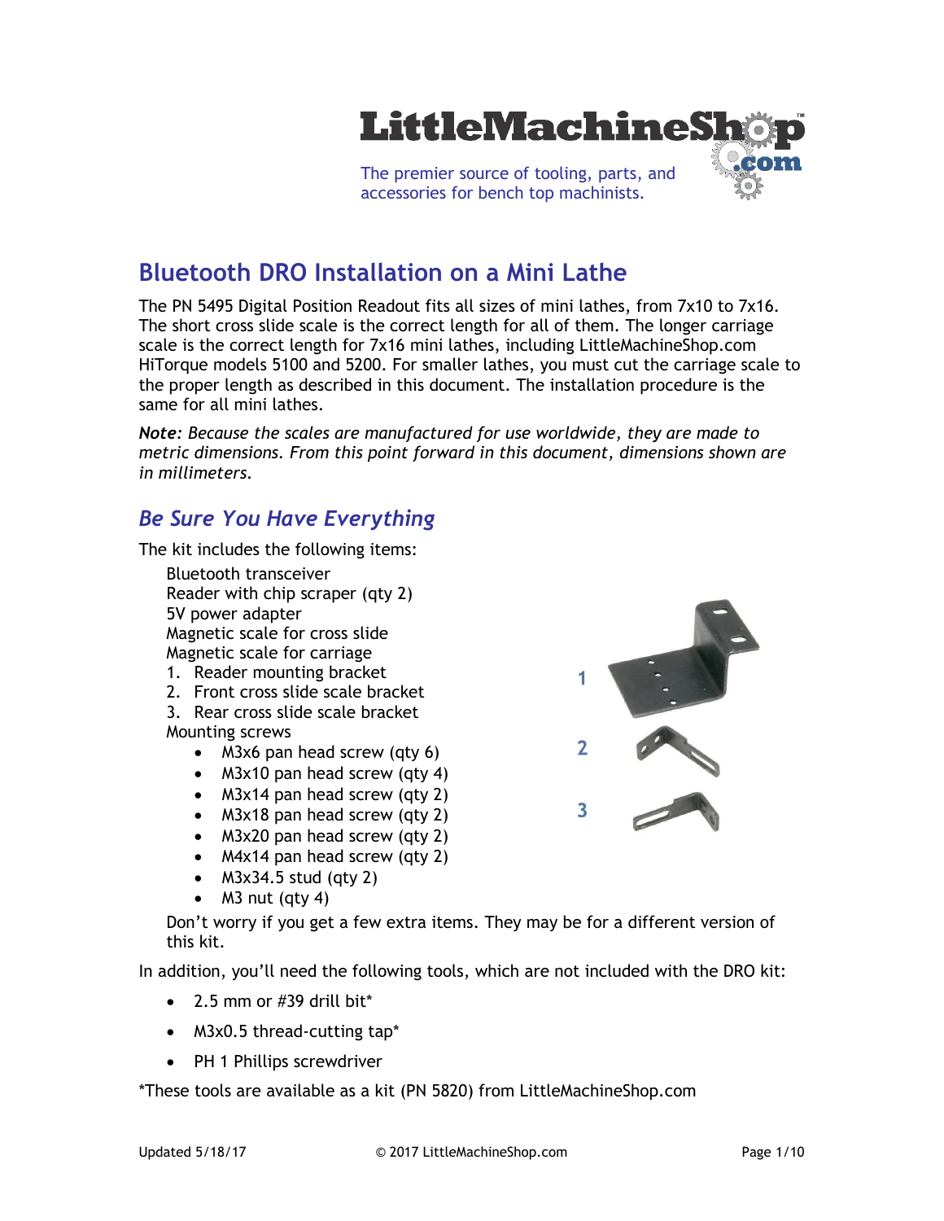# Bluetooth DRO Installation on a Mini Lathe

The PN 5495 Digital Position Readout fits all sizes of mini lathes, from 7x10 to 7x16. The short cross slide scale is the correct length for all of them. The longer carriage scale is the correct length for 7x16 mini lathes, including LittleMachineShop.com HiTorque models 5100 and 5200. For smaller lathes, you must cut the carriage scale to the proper length as described in this document. The installation procedure is the same for all mini lathes.

***Note:*** *Because the scales are manufactured for use worldwide, they are made to metric dimensions. From this point forward in this document, dimensions shown are in millimeters.*

## *Be Sure You Have Everything*

The kit includes the following items:

Bluetooth transceiver
Reader with chip scraper (qty 2)
5V power adapter
Magnetic scale for cross slide
Magnetic scale for carriage

1. Reader mounting bracket
2. Front cross slide scale bracket
3. Rear cross slide scale bracket

Mounting screws

- M3x6 pan head screw (qty 6)
- M3x10 pan head screw (qty 4)
- M3x14 pan head screw (qty 2)
- M3x18 pan head screw (qty 2)
- M3x20 pan head screw (qty 2)
- M4x14 pan head screw (qty 2)
- M3x34.5 stud (qty 2)
- M3 nut (qty 4)

Don't worry if you get a few extra items. They may be for a different version of this kit.

In addition, you'll need the following tools, which are not included with the DRO kit:

- 2.5 mm or #39 drill bit*
- M3x0.5 thread-cutting tap*
- PH 1 Phillips screwdriver

*These tools are available as a kit (PN 5820) from LittleMachineShop.com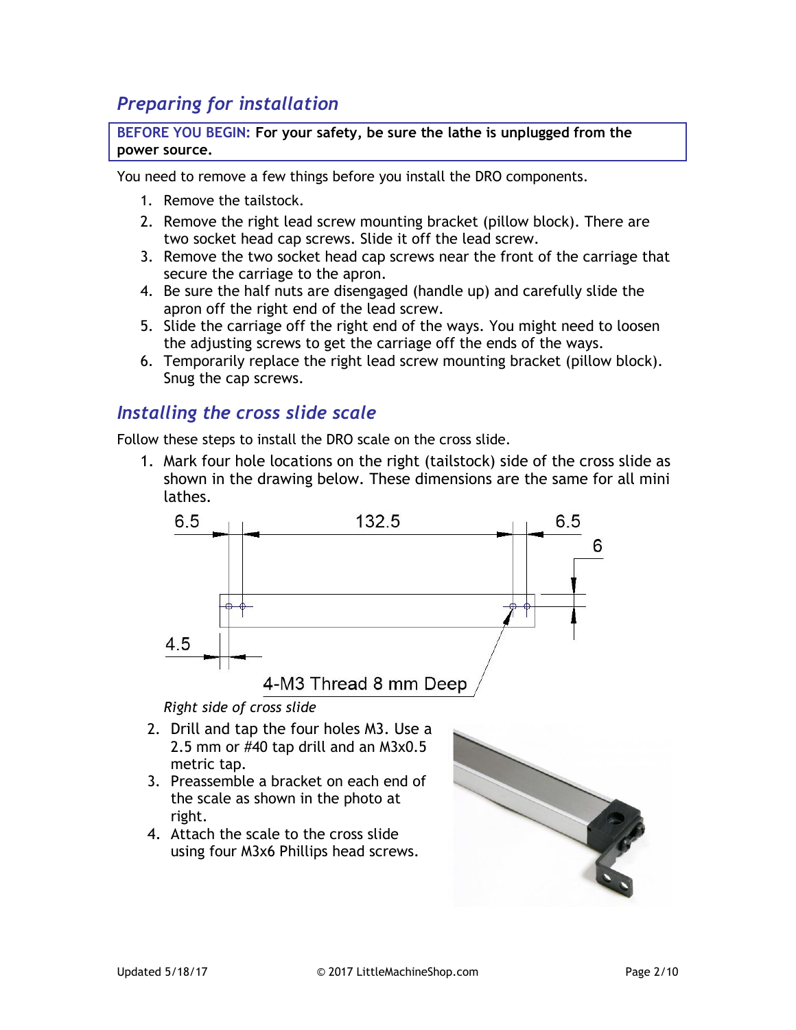## Preparing for installation

**BEFORE YOU BEGIN: For your safety, be sure the lathe is unplugged from the power source.**

You need to remove a few things before you install the DRO components.

1. Remove the tailstock.
2. Remove the right lead screw mounting bracket (pillow block). There are two socket head cap screws. Slide it off the lead screw.
3. Remove the two socket head cap screws near the front of the carriage that secure the carriage to the apron.
4. Be sure the half nuts are disengaged (handle up) and carefully slide the apron off the right end of the lead screw.
5. Slide the carriage off the right end of the ways. You might need to loosen the adjusting screws to get the carriage off the ends of the ways.
6. Temporarily replace the right lead screw mounting bracket (pillow block). Snug the cap screws.

## Installing the cross slide scale

Follow these steps to install the DRO scale on the cross slide.

1. Mark four hole locations on the right (tailstock) side of the cross slide as shown in the drawing below. These dimensions are the same for all mini lathes.

6.5 — 132.5 — 6.5 — 6 — 4.5 — 4-M3 Thread 8 mm Deep

*Right side of cross slide*

2. Drill and tap the four holes M3. Use a 2.5 mm or #40 tap drill and an M3x0.5 metric tap.
3. Preassemble a bracket on each end of the scale as shown in the photo at right.
4. Attach the scale to the cross slide using four M3x6 Phillips head screws.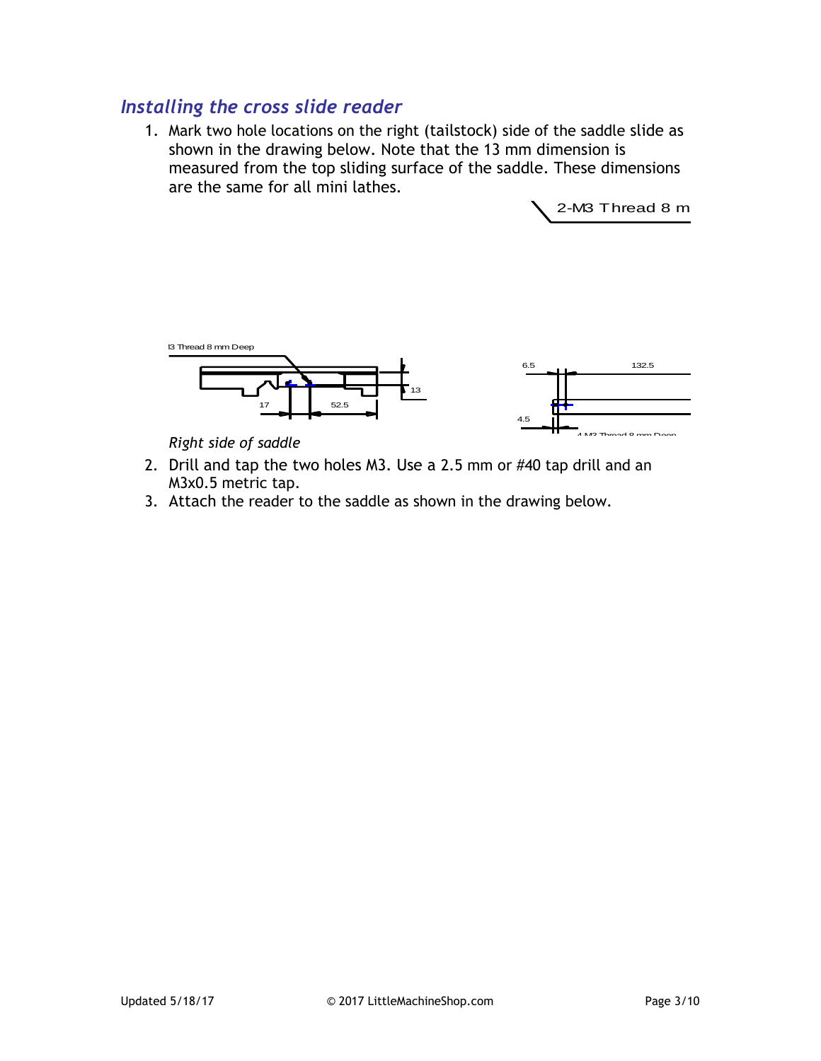## *Installing the cross slide reader*

1. Mark two hole locations on the right (tailstock) side of the saddle slide as shown in the drawing below. Note that the 13 mm dimension is measured from the top sliding surface of the saddle. These dimensions are the same for all mini lathes.

2-M3 Thread 8 m

I3 Thread 8 mm Deep

13

17

52.5

6.5

132.5

4.5

*Right side of saddle*

2. Drill and tap the two holes M3. Use a 2.5 mm or #40 tap drill and an M3x0.5 metric tap.
3. Attach the reader to the saddle as shown in the drawing below.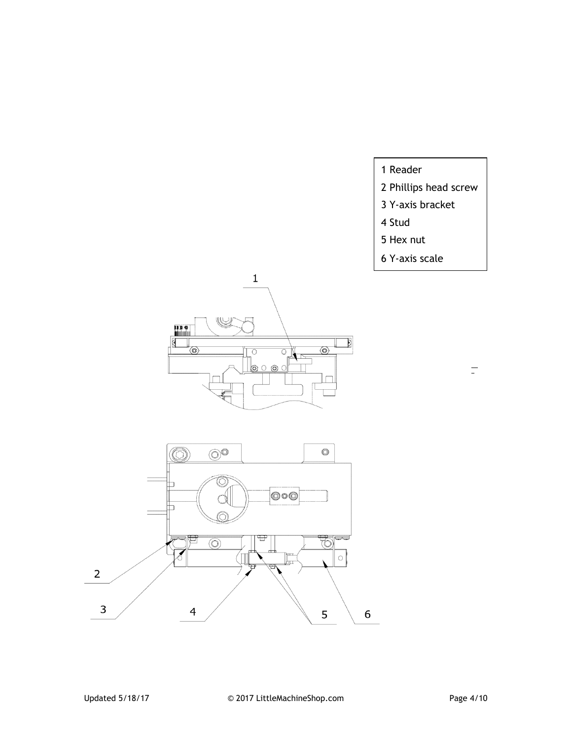1 Reader
2 Phillips head screw
3 Y-axis bracket
4 Stud
5 Hex nut
6 Y-axis scale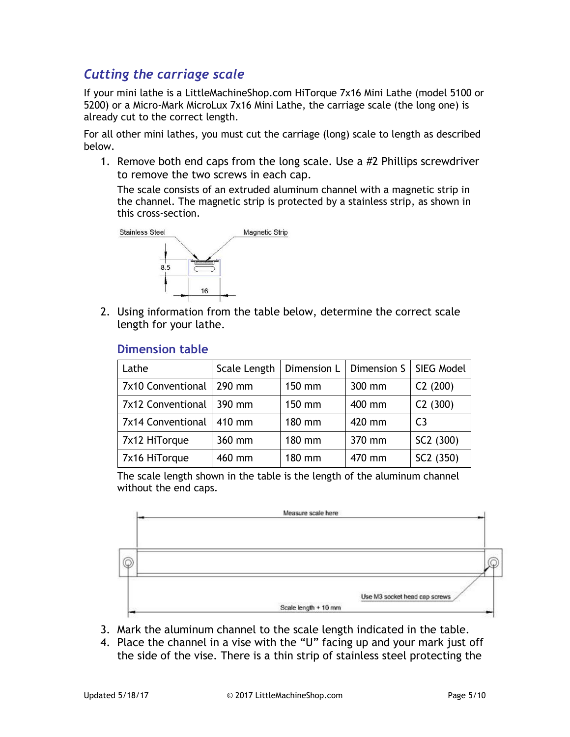## *Cutting the carriage scale*

If your mini lathe is a LittleMachineShop.com HiTorque 7x16 Mini Lathe (model 5100 or 5200) or a Micro-Mark MicroLux 7x16 Mini Lathe, the carriage scale (the long one) is already cut to the correct length.

For all other mini lathes, you must cut the carriage (long) scale to length as described below.

1. Remove both end caps from the long scale. Use a #2 Phillips screwdriver to remove the two screws in each cap.

   The scale consists of an extruded aluminum channel with a magnetic strip in the channel. The magnetic strip is protected by a stainless strip, as shown in this cross-section.

   Stainless Steel    Magnetic Strip

   8.5

   16

2. Using information from the table below, determine the correct scale length for your lathe.

   ### Dimension table

   | Lathe | Scale Length | Dimension L | Dimension S | SIEG Model |
   |---|---|---|---|---|
   | 7x10 Conventional | 290 mm | 150 mm | 300 mm | C2 (200) |
   | 7x12 Conventional | 390 mm | 150 mm | 400 mm | C2 (300) |
   | 7x14 Conventional | 410 mm | 180 mm | 420 mm | C3 |
   | 7x12 HiTorque | 360 mm | 180 mm | 370 mm | SC2 (300) |
   | 7x16 HiTorque | 460 mm | 180 mm | 470 mm | SC2 (350) |

   The scale length shown in the table is the length of the aluminum channel without the end caps.

   Measure scale here

   Use M3 socket head cap screws

   Scale length + 10 mm

3. Mark the aluminum channel to the scale length indicated in the table.
4. Place the channel in a vise with the "U" facing up and your mark just off the side of the vise. There is a thin strip of stainless steel protecting the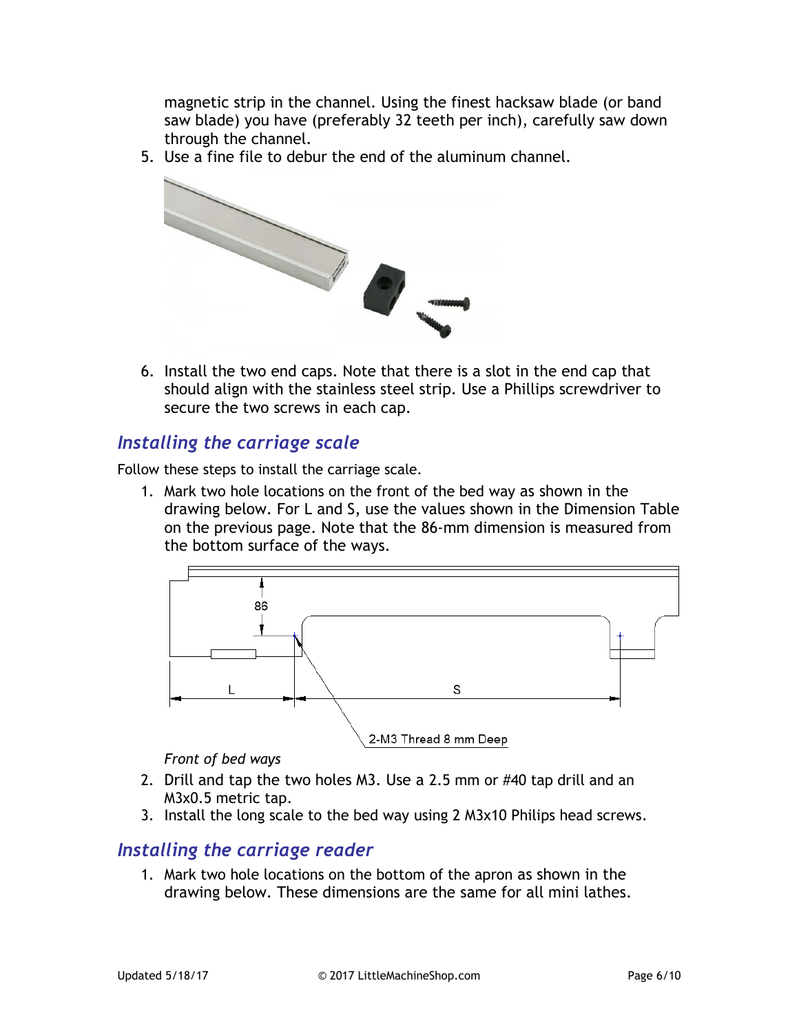magnetic strip in the channel. Using the finest hacksaw blade (or band saw blade) you have (preferably 32 teeth per inch), carefully saw down through the channel.

5. Use a fine file to debur the end of the aluminum channel.

6. Install the two end caps. Note that there is a slot in the end cap that should align with the stainless steel strip. Use a Phillips screwdriver to secure the two screws in each cap.

## Installing the carriage scale

Follow these steps to install the carriage scale.

1. Mark two hole locations on the front of the bed way as shown in the drawing below. For L and S, use the values shown in the Dimension Table on the previous page. Note that the 86-mm dimension is measured from the bottom surface of the ways.

*Front of bed ways*

2. Drill and tap the two holes M3. Use a 2.5 mm or #40 tap drill and an M3x0.5 metric tap.
3. Install the long scale to the bed way using 2 M3x10 Philips head screws.

## Installing the carriage reader

1. Mark two hole locations on the bottom of the apron as shown in the drawing below. These dimensions are the same for all mini lathes.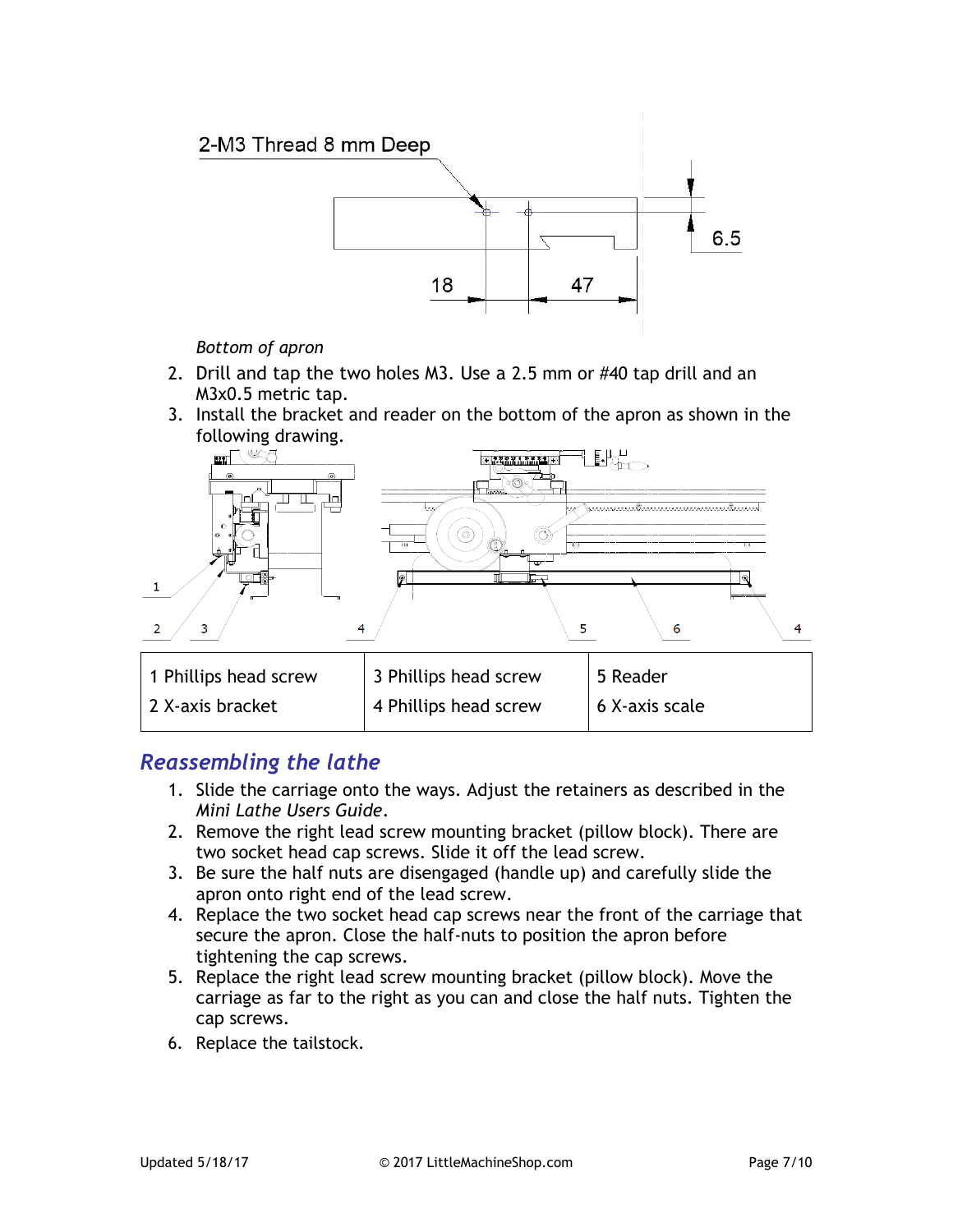2-M3 Thread 8 mm Deep

6.5

18

47

*Bottom of apron*

2. Drill and tap the two holes M3. Use a 2.5 mm or #40 tap drill and an M3x0.5 metric tap.
3. Install the bracket and reader on the bottom of the apron as shown in the following drawing.

| 1 Phillips head screw | 3 Phillips head screw | 5 Reader |
|---|---|---|
| 2 X-axis bracket | 4 Phillips head screw | 6 X-axis scale |

## *Reassembling the lathe*

1. Slide the carriage onto the ways. Adjust the retainers as described in the *Mini Lathe Users Guide*.
2. Remove the right lead screw mounting bracket (pillow block). There are two socket head cap screws. Slide it off the lead screw.
3. Be sure the half nuts are disengaged (handle up) and carefully slide the apron onto right end of the lead screw.
4. Replace the two socket head cap screws near the front of the carriage that secure the apron. Close the half-nuts to position the apron before tightening the cap screws.
5. Replace the right lead screw mounting bracket (pillow block). Move the carriage as far to the right as you can and close the half nuts. Tighten the cap screws.
6. Replace the tailstock.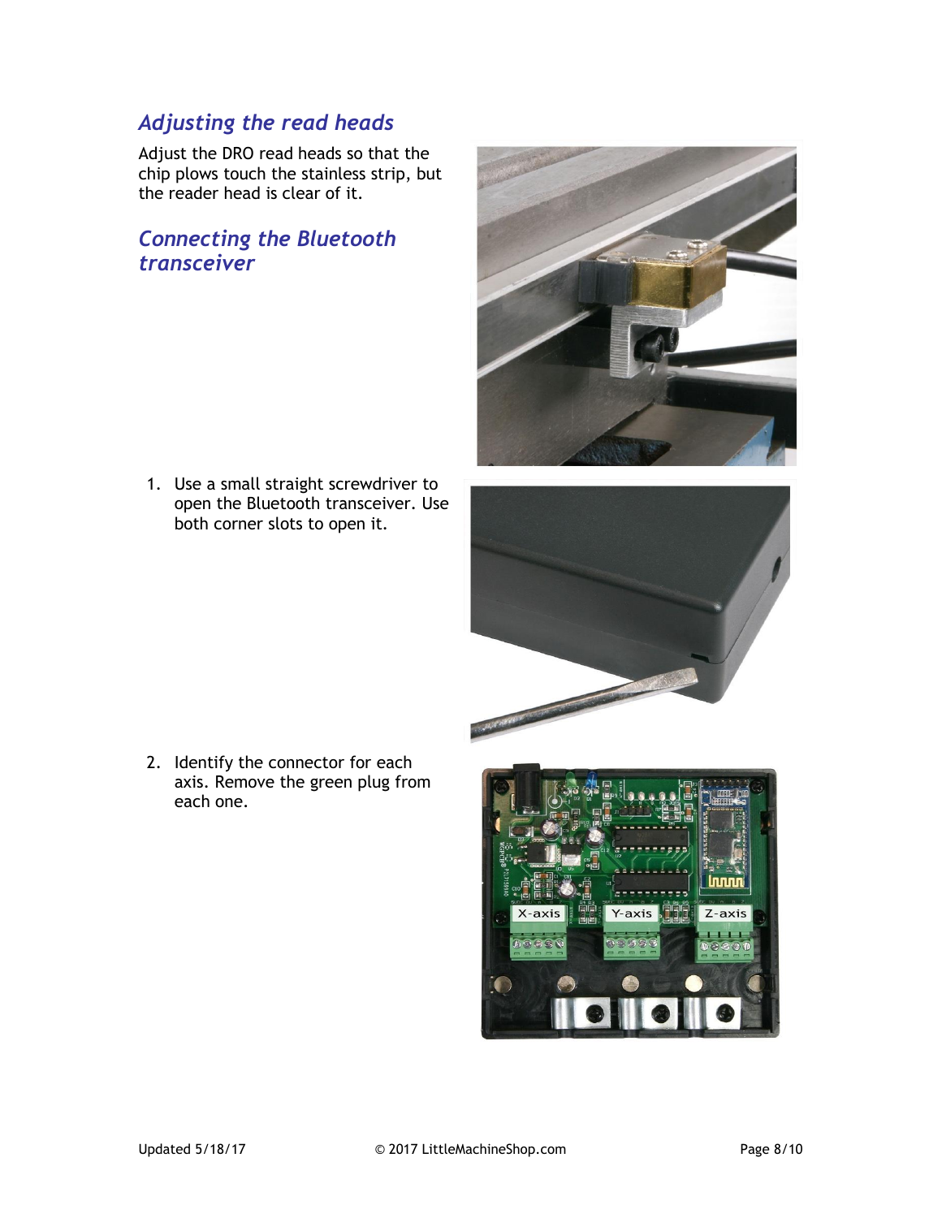## Adjusting the read heads

Adjust the DRO read heads so that the chip plows touch the stainless strip, but the reader head is clear of it.

## Connecting the Bluetooth transceiver

1. Use a small straight screwdriver to open the Bluetooth transceiver. Use both corner slots to open it.
2. Identify the connector for each axis. Remove the green plug from each one.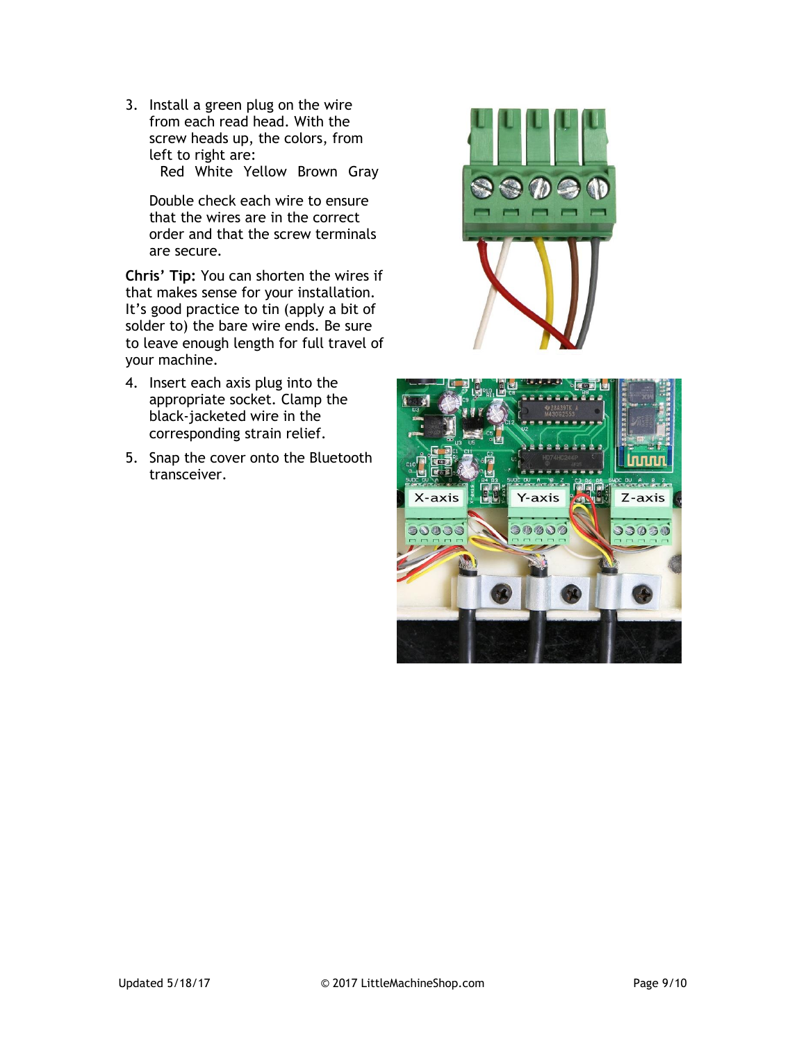3. Install a green plug on the wire from each read head. With the screw heads up, the colors, from left to right are:
   Red White Yellow Brown Gray

   Double check each wire to ensure that the wires are in the correct order and that the screw terminals are secure.

**Chris' Tip:** You can shorten the wires if that makes sense for your installation. It's good practice to tin (apply a bit of solder to) the bare wire ends. Be sure to leave enough length for full travel of your machine.

4. Insert each axis plug into the appropriate socket. Clamp the black-jacketed wire in the corresponding strain relief.
5. Snap the cover onto the Bluetooth transceiver.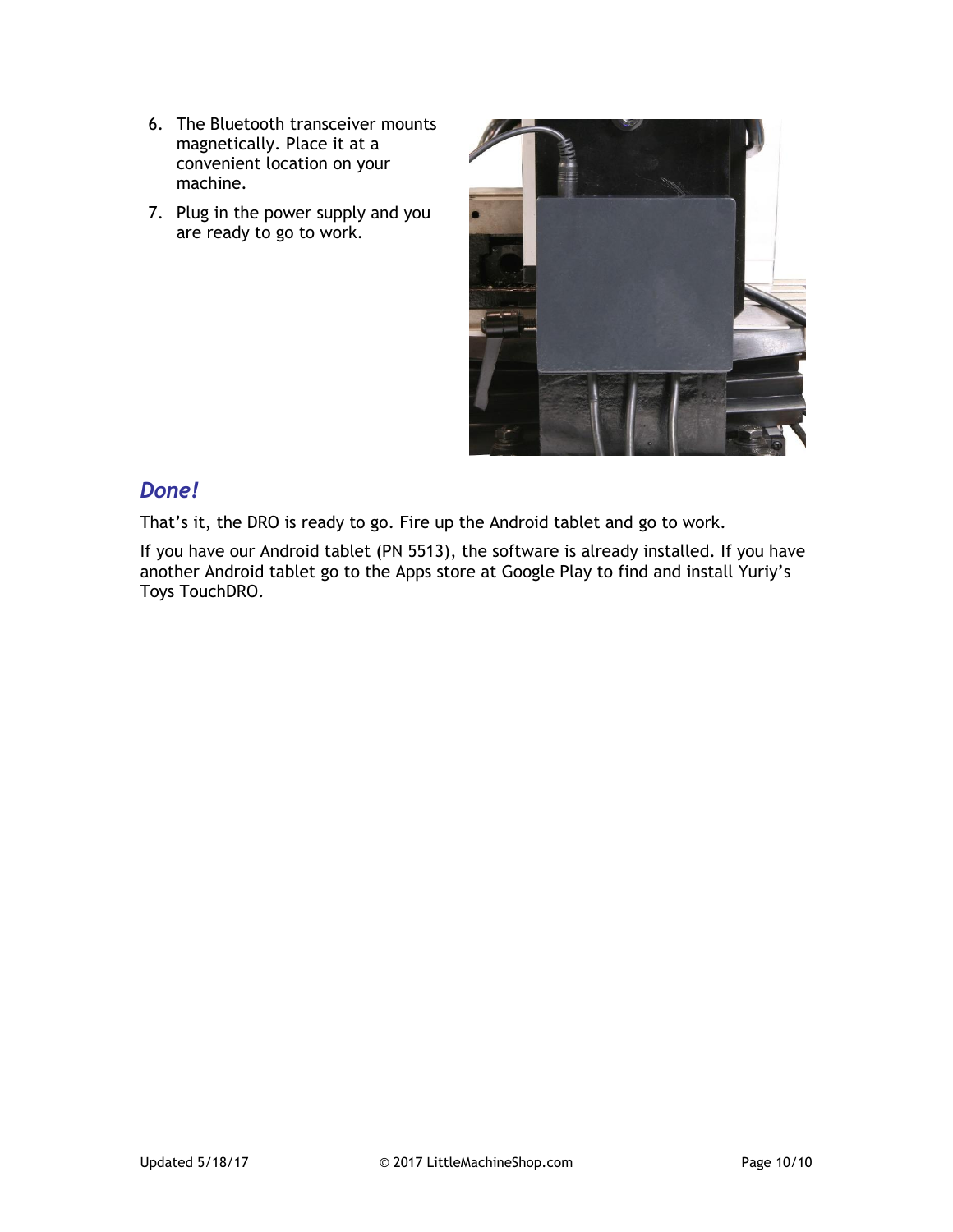6. The Bluetooth transceiver mounts magnetically. Place it at a convenient location on your machine.
7. Plug in the power supply and you are ready to go to work.

## *Done!*

That's it, the DRO is ready to go. Fire up the Android tablet and go to work.

If you have our Android tablet (PN 5513), the software is already installed. If you have another Android tablet go to the Apps store at Google Play to find and install Yuriy's Toys TouchDRO.